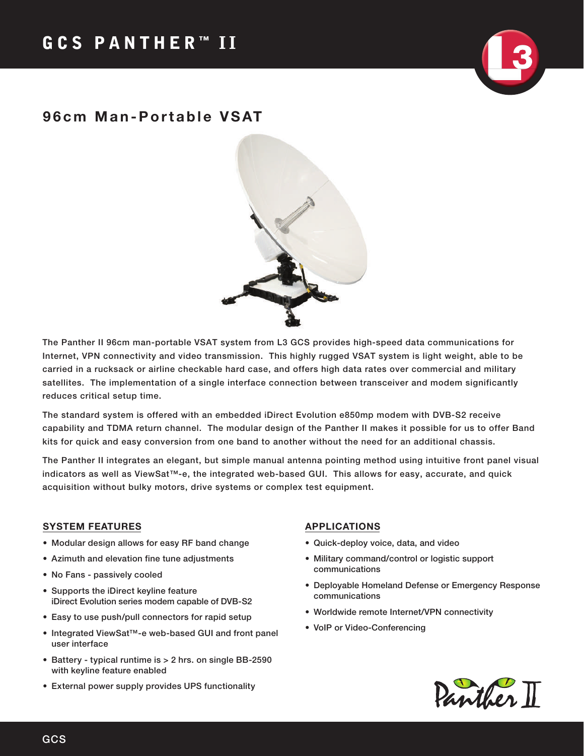# GCS PANTHER™ II

## 96cm Man-Portable VSAT

The Panther II 96cm man-portable VSAT system from L3 GCS provides high-speed data communications for Internet, VPN connectivity and video transmission. This highly rugged VSAT system is light weight, able to be carried in a rucksack or airline checkable hard case, and offers high data rates over commercial and military satellites. The implementation of a single interface connection between transceiver and modem significantly reduces critical setup time.

The standard system is offered with an embedded iDirect Evolution e850mp modem with DVB-S2 receive capability and TDMA return channel. The modular design of the Panther II makes it possible for us to offer Band kits for quick and easy conversion from one band to another without the need for an additional chassis.

The Panther II integrates an elegant, but simple manual antenna pointing method using intuitive front panel visual indicators as well as ViewSat™-e, the integrated web-based GUI. This allows for easy, accurate, and quick acquisition without bulky motors, drive systems or complex test equipment.

### SYSTEM FEATURES

- Modular design allows for easy RF band change
- Azimuth and elevation fine tune adjustments
- No Fans - passively cooled
- Supports the iDirect keyline feature iDirect Evolution series modem capable of DVB-S2
- Easy to use push/pull connectors for rapid setup
- Integrated ViewSat™-e web-based GUI and front panel user interface
- Battery - typical runtime is > 2 hrs. on single BB-2590 with keyline feature enabled
- External power supply provides UPS functionality

### APPLICATIONS

- Quick-deploy voice, data, and video
- Military command/control or logistic support communications
- Deployable Homeland Defense or Emergency Response communications
- Worldwide remote Internet/VPN connectivity
- VoIP or Video-Conferencing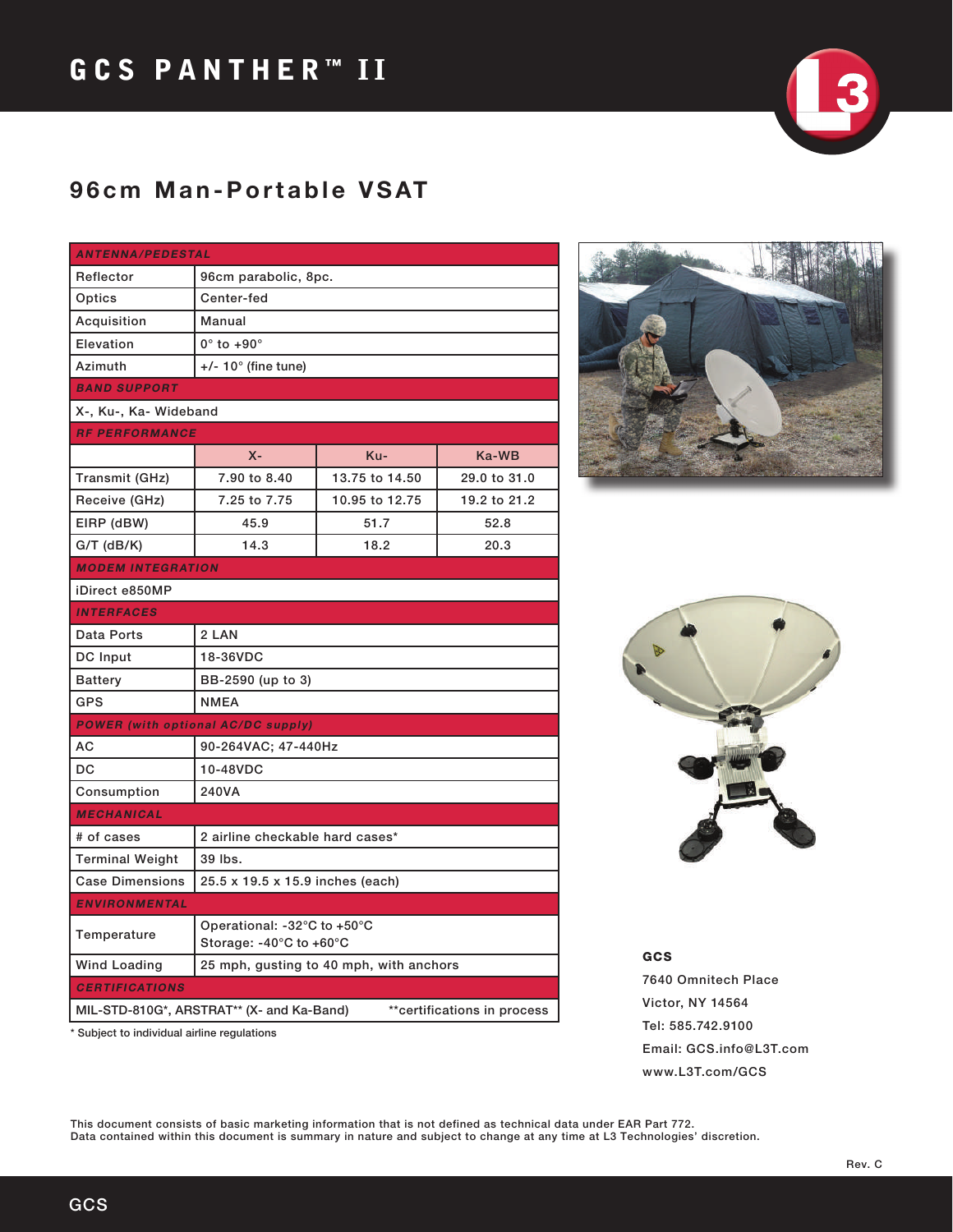# GCS PANTHER™ II

## 96cm Man-Portable VSAT

| | | | |
|---|---|---|---|
| ***ANTENNA/PEDESTAL*** | | | |
| Reflector | 96cm parabolic, 8pc. | | |
| Optics | Center-fed | | |
| Acquisition | Manual | | |
| Elevation | 0° to +90° | | |
| Azimuth | +/- 10° (fine tune) | | |
| ***BAND SUPPORT*** | | | |
| X-, Ku-, Ka- Wideband | | | |
| ***RF PERFORMANCE*** | | | |
| | X- | Ku- | Ka-WB |
| Transmit (GHz) | 7.90 to 8.40 | 13.75 to 14.50 | 29.0 to 31.0 |
| Receive (GHz) | 7.25 to 7.75 | 10.95 to 12.75 | 19.2 to 21.2 |
| EIRP (dBW) | 45.9 | 51.7 | 52.8 |
| G/T (dB/K) | 14.3 | 18.2 | 20.3 |
| ***MODEM INTEGRATION*** | | | |
| iDirect e850MP | | | |
| ***INTERFACES*** | | | |
| Data Ports | 2 LAN | | |
| DC Input | 18-36VDC | | |
| Battery | BB-2590 (up to 3) | | |
| GPS | NMEA | | |
| ***POWER (with optional AC/DC supply)*** | | | |
| AC | 90-264VAC; 47-440Hz | | |
| DC | 10-48VDC | | |
| Consumption | 240VA | | |
| ***MECHANICAL*** | | | |
| # of cases | 2 airline checkable hard cases* | | |
| Terminal Weight | 39 lbs. | | |
| Case Dimensions | 25.5 x 19.5 x 15.9 inches (each) | | |
| ***ENVIRONMENTAL*** | | | |
| Temperature | Operational: -32°C to +50°C<br>Storage: -40°C to +60°C | | |
| Wind Loading | 25 mph, gusting to 40 mph, with anchors | | |
| ***CERTIFICATIONS*** | | | |
| MIL-STD-810G*, ARSTRAT** (X- and Ka-Band) **certifications in process | | | |

* Subject to individual airline regulations

**GCS**
7640 Omnitech Place
Victor, NY 14564
Tel: 585.742.9100
Email: GCS.info@L3T.com
www.L3T.com/GCS

This document consists of basic marketing information that is not defined as technical data under EAR Part 772.
Data contained within this document is summary in nature and subject to change at any time at L3 Technologies' discretion.

Rev. C